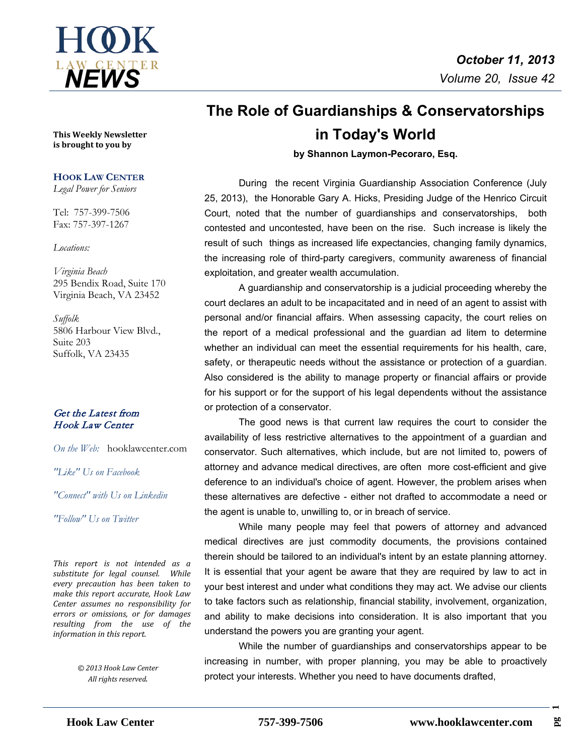# HOOK LAW CENTER NEWS

*October 11, 2013*
*Volume 20, Issue 42*

**This Weekly Newsletter is brought to you by**

**HOOK LAW CENTER**
*Legal Power for Seniors*

Tel: 757-399-7506
Fax: 757-397-1267

*Locations:*

*Virginia Beach*
295 Bendix Road, Suite 170
Virginia Beach, VA 23452

*Suffolk*
5806 Harbour View Blvd., Suite 203
Suffolk, VA 23435

*Get the Latest from Hook Law Center*

*On the Web:* hooklawcenter.com

*"Like" Us on Facebook*

*"Connect" with Us on Linkedin*

*"Follow" Us on Twitter*

*This report is not intended as a substitute for legal counsel. While every precaution has been taken to make this report accurate, Hook Law Center assumes no responsibility for errors or omissions, or for damages resulting from the use of the information in this report.*

*© 2013 Hook Law Center*
*All rights reserved.*

# The Role of Guardianships & Conservatorships in Today's World

**by Shannon Laymon-Pecoraro, Esq.**

During the recent Virginia Guardianship Association Conference (July 25, 2013), the Honorable Gary A. Hicks, Presiding Judge of the Henrico Circuit Court, noted that the number of guardianships and conservatorships, both contested and uncontested, have been on the rise. Such increase is likely the result of such things as increased life expectancies, changing family dynamics, the increasing role of third-party caregivers, community awareness of financial exploitation, and greater wealth accumulation.

A guardianship and conservatorship is a judicial proceeding whereby the court declares an adult to be incapacitated and in need of an agent to assist with personal and/or financial affairs. When assessing capacity, the court relies on the report of a medical professional and the guardian ad litem to determine whether an individual can meet the essential requirements for his health, care, safety, or therapeutic needs without the assistance or protection of a guardian. Also considered is the ability to manage property or financial affairs or provide for his support or for the support of his legal dependents without the assistance or protection of a conservator.

The good news is that current law requires the court to consider the availability of less restrictive alternatives to the appointment of a guardian and conservator. Such alternatives, which include, but are not limited to, powers of attorney and advance medical directives, are often more cost-efficient and give deference to an individual's choice of agent. However, the problem arises when these alternatives are defective - either not drafted to accommodate a need or the agent is unable to, unwilling to, or in breach of service.

While many people may feel that powers of attorney and advanced medical directives are just commodity documents, the provisions contained therein should be tailored to an individual's intent by an estate planning attorney. It is essential that your agent be aware that they are required by law to act in your best interest and under what conditions they may act. We advise our clients to take factors such as relationship, financial stability, involvement, organization, and ability to make decisions into consideration. It is also important that you understand the powers you are granting your agent.

While the number of guardianships and conservatorships appear to be increasing in number, with proper planning, you may be able to proactively protect your interests. Whether you need to have documents drafted,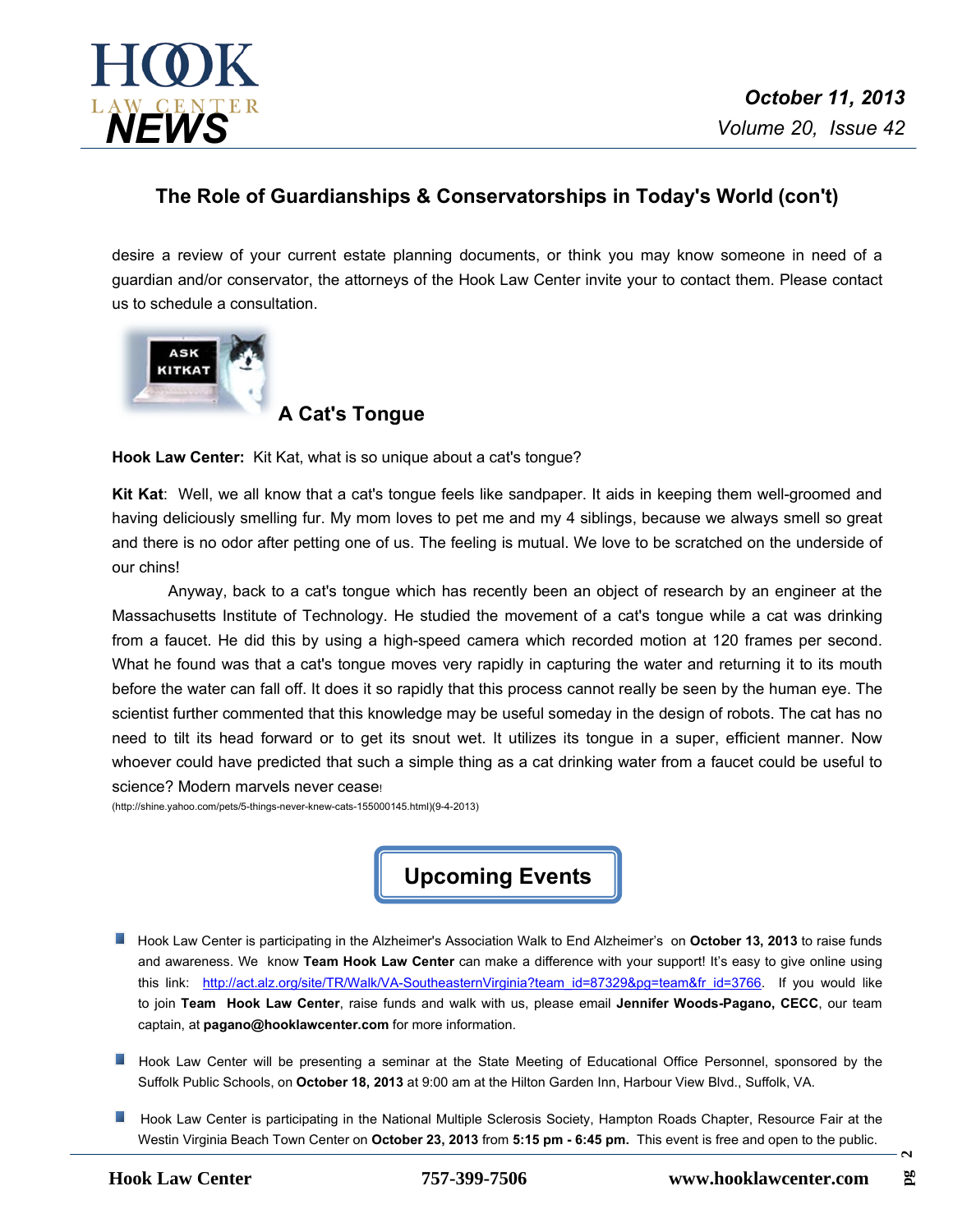## The Role of Guardianships & Conservatorships in Today's World (con't)

desire a review of your current estate planning documents, or think you may know someone in need of a guardian and/or conservator, the attorneys of the Hook Law Center invite your to contact them. Please contact us to schedule a consultation.

### A Cat's Tongue

**Hook Law Center:** Kit Kat, what is so unique about a cat's tongue?

**Kit Kat**: Well, we all know that a cat's tongue feels like sandpaper. It aids in keeping them well-groomed and having deliciously smelling fur. My mom loves to pet me and my 4 siblings, because we always smell so great and there is no odor after petting one of us. The feeling is mutual. We love to be scratched on the underside of our chins!

Anyway, back to a cat's tongue which has recently been an object of research by an engineer at the Massachusetts Institute of Technology. He studied the movement of a cat's tongue while a cat was drinking from a faucet. He did this by using a high-speed camera which recorded motion at 120 frames per second. What he found was that a cat's tongue moves very rapidly in capturing the water and returning it to its mouth before the water can fall off. It does it so rapidly that this process cannot really be seen by the human eye. The scientist further commented that this knowledge may be useful someday in the design of robots. The cat has no need to tilt its head forward or to get its snout wet. It utilizes its tongue in a super, efficient manner. Now whoever could have predicted that such a simple thing as a cat drinking water from a faucet could be useful to science? Modern marvels never cease!

(http://shine.yahoo.com/pets/5-things-never-knew-cats-155000145.html)(9-4-2013)

## Upcoming Events

- Hook Law Center is participating in the Alzheimer's Association Walk to End Alzheimer's on **October 13, 2013** to raise funds and awareness. We know **Team Hook Law Center** can make a difference with your support! It's easy to give online using this link: http://act.alz.org/site/TR/Walk/VA-SoutheasternVirginia?team_id=87329&pg=team&fr_id=3766. If you would like to join **Team Hook Law Center**, raise funds and walk with us, please email **Jennifer Woods-Pagano, CECC**, our team captain, at **pagano@hooklawcenter.com** for more information.

- Hook Law Center will be presenting a seminar at the State Meeting of Educational Office Personnel, sponsored by the Suffolk Public Schools, on **October 18, 2013** at 9:00 am at the Hilton Garden Inn, Harbour View Blvd., Suffolk, VA.

- Hook Law Center is participating in the National Multiple Sclerosis Society, Hampton Roads Chapter, Resource Fair at the Westin Virginia Beach Town Center on **October 23, 2013** from **5:15 pm - 6:45 pm.** This event is free and open to the public.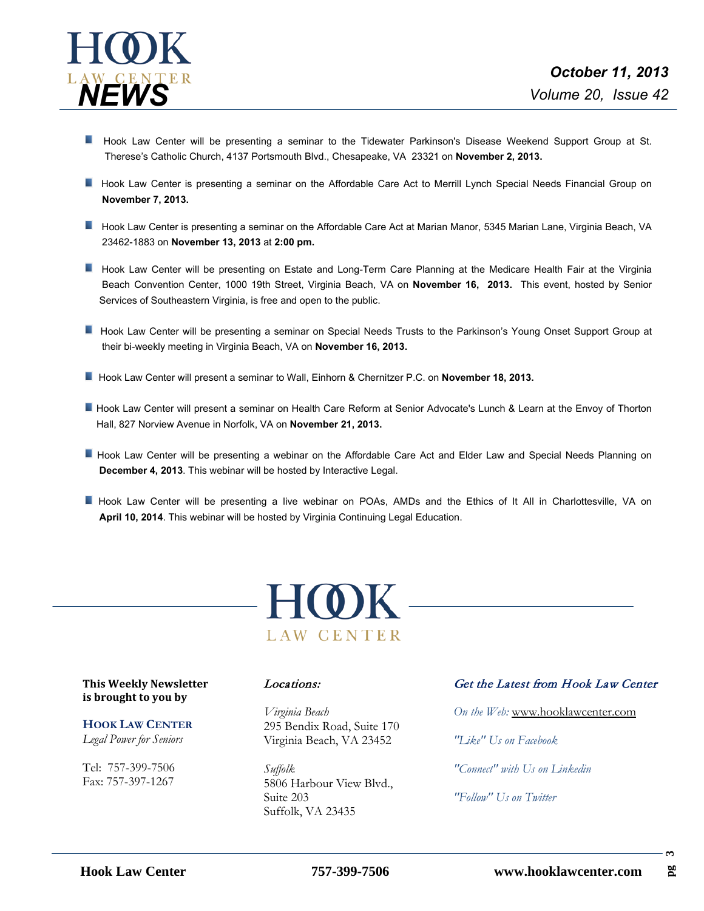- Hook Law Center will be presenting a seminar to the Tidewater Parkinson's Disease Weekend Support Group at St. Therese's Catholic Church, 4137 Portsmouth Blvd., Chesapeake, VA 23321 on **November 2, 2013.**

- Hook Law Center is presenting a seminar on the Affordable Care Act to Merrill Lynch Special Needs Financial Group on **November 7, 2013.**

- Hook Law Center is presenting a seminar on the Affordable Care Act at Marian Manor, 5345 Marian Lane, Virginia Beach, VA 23462-1883 on **November 13, 2013** at **2:00 pm.**

- Hook Law Center will be presenting on Estate and Long-Term Care Planning at the Medicare Health Fair at the Virginia Beach Convention Center, 1000 19th Street, Virginia Beach, VA on **November 16, 2013.** This event, hosted by Senior Services of Southeastern Virginia, is free and open to the public.

- Hook Law Center will be presenting a seminar on Special Needs Trusts to the Parkinson's Young Onset Support Group at their bi-weekly meeting in Virginia Beach, VA on **November 16, 2013.**

- Hook Law Center will present a seminar to Wall, Einhorn & Chernitzer P.C. on **November 18, 2013.**

- Hook Law Center will present a seminar on Health Care Reform at Senior Advocate's Lunch & Learn at the Envoy of Thorton Hall, 827 Norview Avenue in Norfolk, VA on **November 21, 2013.**

- Hook Law Center will be presenting a webinar on the Affordable Care Act and Elder Law and Special Needs Planning on **December 4, 2013**. This webinar will be hosted by Interactive Legal.

- Hook Law Center will be presenting a live webinar on POAs, AMDs and the Ethics of It All in Charlottesville, VA on **April 10, 2014**. This webinar will be hosted by Virginia Continuing Legal Education.

HOOK
LAW CENTER

**This Weekly Newsletter is brought to you by**

**HOOK LAW CENTER**
*Legal Power for Seniors*

Tel: 757-399-7506
Fax: 757-397-1267

*Locations:*

*Virginia Beach*
295 Bendix Road, Suite 170
Virginia Beach, VA 23452

*Suffolk*
5806 Harbour View Blvd.,
Suite 203
Suffolk, VA 23435

*Get the Latest from Hook Law Center*

*On the Web:* www.hooklawcenter.com

*"Like" Us on Facebook*

*"Connect" with Us on Linkedin*

*"Follow" Us on Twitter*